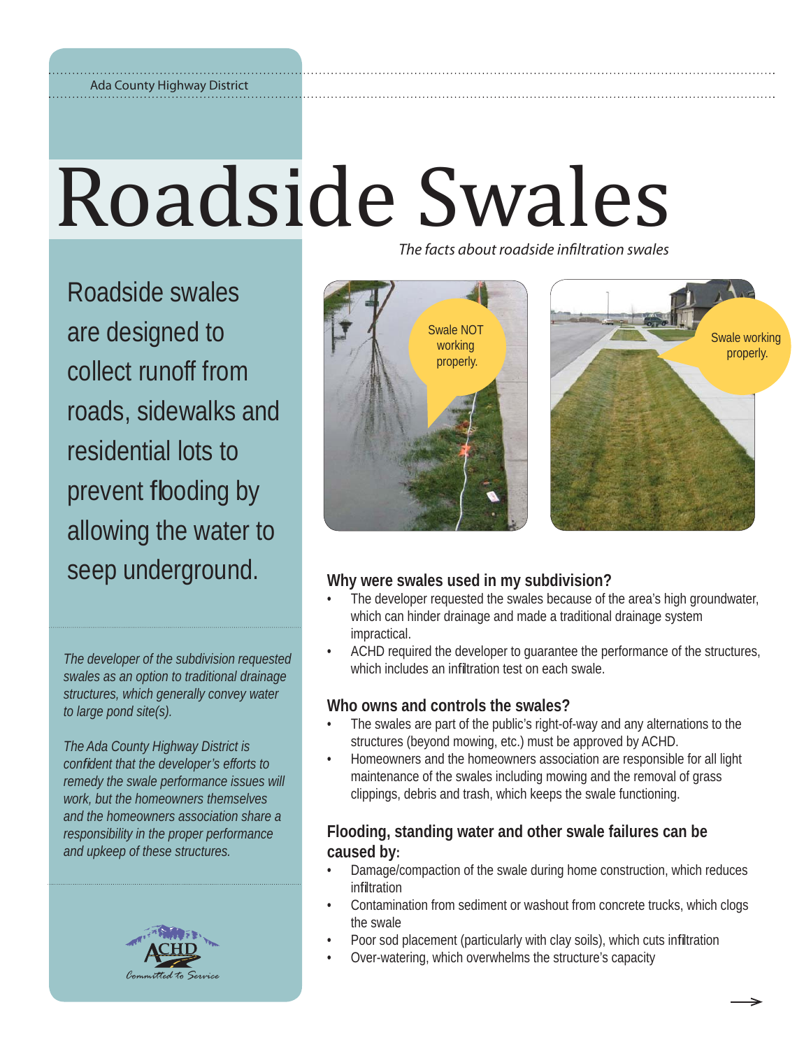Ada County Highway District

# Roadside Swales

*The facts about roadside infiltration swales*

Roadside swales are designed to collect runoff from roads, sidewalks and residential lots to prevent flooding by allowing the water to seep underground.

*The developer of the subdivision requested swales as an option to traditional drainage structures, which generally convey water to large pond site(s).*

*The Ada County Highway District is confident that the developer's efforts to remedy the swale performance issues will work, but the homeowners themselves and the homeowners association share a responsibility in the proper performance and upkeep of these structures.*

Swale NOT working properly.

Swale working properly.

## Why were swales used in my subdivision?

- The developer requested the swales because of the area's high groundwater, which can hinder drainage and made a traditional drainage system impractical.
- ACHD required the developer to guarantee the performance of the structures, which includes an infiltration test on each swale.

## Who owns and controls the swales?

- The swales are part of the public's right-of-way and any alternations to the structures (beyond mowing, etc.) must be approved by ACHD.
- Homeowners and the homeowners association are responsible for all light maintenance of the swales including mowing and the removal of grass clippings, debris and trash, which keeps the swale functioning.

## Flooding, standing water and other swale failures can be caused by:

- Damage/compaction of the swale during home construction, which reduces infiltration
- Contamination from sediment or washout from concrete trucks, which clogs the swale
- Poor sod placement (particularly with clay soils), which cuts infiltration
- Over-watering, which overwhelms the structure's capacity

ACHD
Committed to Service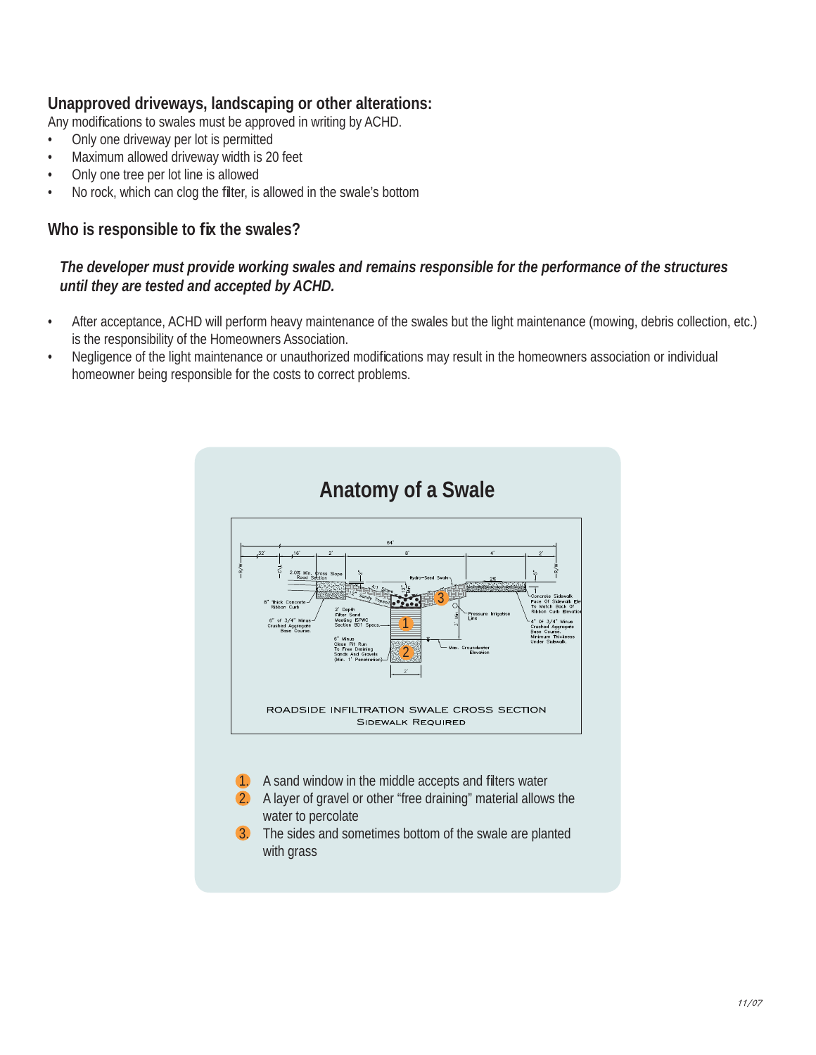### Unapproved driveways, landscaping or other alterations:

Any modifications to swales must be approved in writing by ACHD.

- Only one driveway per lot is permitted
- Maximum allowed driveway width is 20 feet
- Only one tree per lot line is allowed
- No rock, which can clog the filter, is allowed in the swale's bottom

### Who is responsible to fix the swales?

***The developer must provide working swales and remains responsible for the performance of the structures until they are tested and accepted by ACHD.***

- After acceptance, ACHD will perform heavy maintenance of the swales but the light maintenance (mowing, debris collection, etc.) is the responsibility of the Homeowners Association.
- Negligence of the light maintenance or unauthorized modifications may result in the homeowners association or individual homeowner being responsible for the costs to correct problems.

## Anatomy of a Swale

ROADSIDE INFILTRATION SWALE CROSS SECTION
SIDEWALK REQUIRED

1. A sand window in the middle accepts and filters water
2. A layer of gravel or other "free draining" material allows the water to percolate
3. The sides and sometimes bottom of the swale are planted with grass

11/07